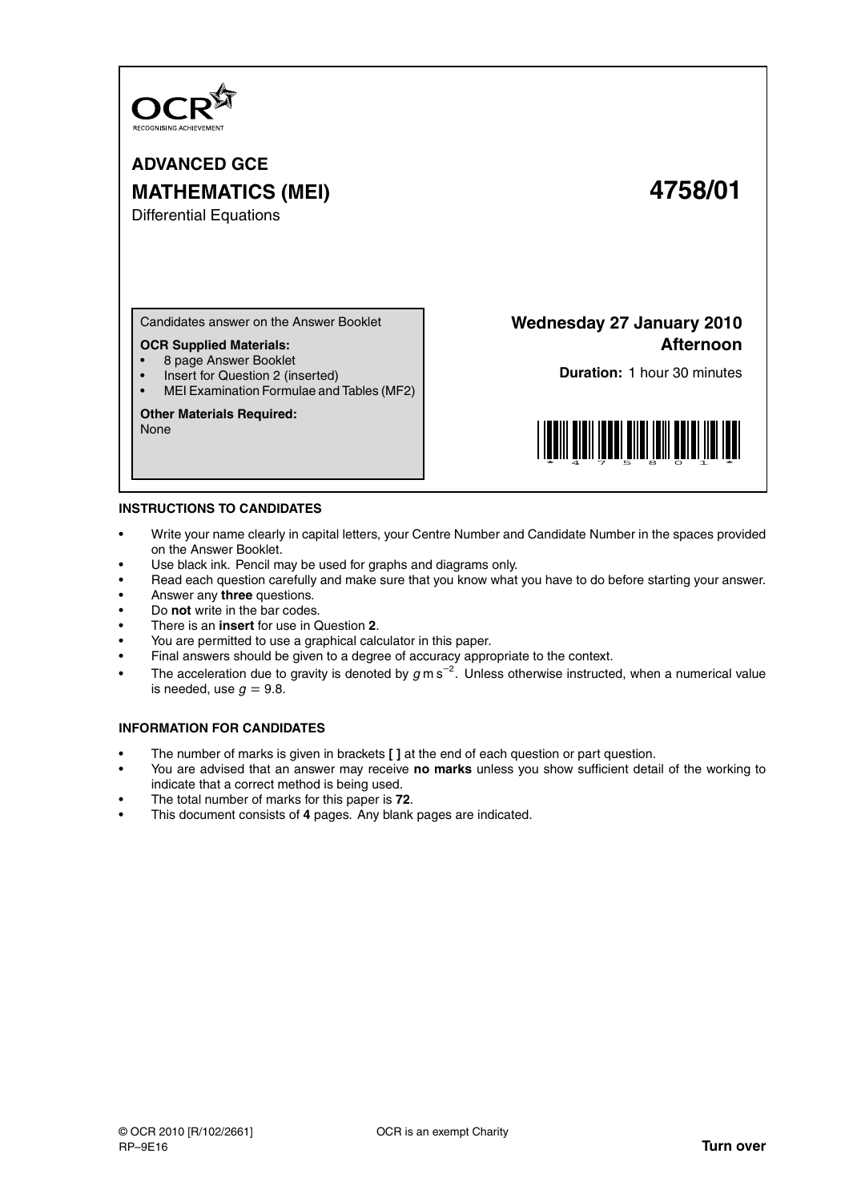OCR

RECOGNISING ACHIEVEMENT

# ADVANCED GCE

# MATHEMATICS (MEI) 4758/01

Differential Equations

Candidates answer on the Answer Booklet

**OCR Supplied Materials:**

- 8 page Answer Booklet
- Insert for Question 2 (inserted)
- MEI Examination Formulae and Tables (MF2)

**Other Materials Required:**

None

**Wednesday 27 January 2010**
**Afternoon**

**Duration:** 1 hour 30 minutes

## INSTRUCTIONS TO CANDIDATES

- Write your name clearly in capital letters, your Centre Number and Candidate Number in the spaces provided on the Answer Booklet.
- Use black ink. Pencil may be used for graphs and diagrams only.
- Read each question carefully and make sure that you know what you have to do before starting your answer.
- Answer any **three** questions.
- Do **not** write in the bar codes.
- There is an **insert** for use in Question **2**.
- You are permitted to use a graphical calculator in this paper.
- Final answers should be given to a degree of accuracy appropriate to the context.
- The acceleration due to gravity is denoted by $g \text{ m s}^{-2}$. Unless otherwise instructed, when a numerical value is needed, use $g = 9.8$.

## INFORMATION FOR CANDIDATES

- The number of marks is given in brackets **[ ]** at the end of each question or part question.
- You are advised that an answer may receive **no marks** unless you show sufficient detail of the working to indicate that a correct method is being used.
- The total number of marks for this paper is **72**.
- This document consists of **4** pages. Any blank pages are indicated.

© OCR 2010 [R/102/2661] OCR is an exempt Charity

RP–9E16

**Turn over**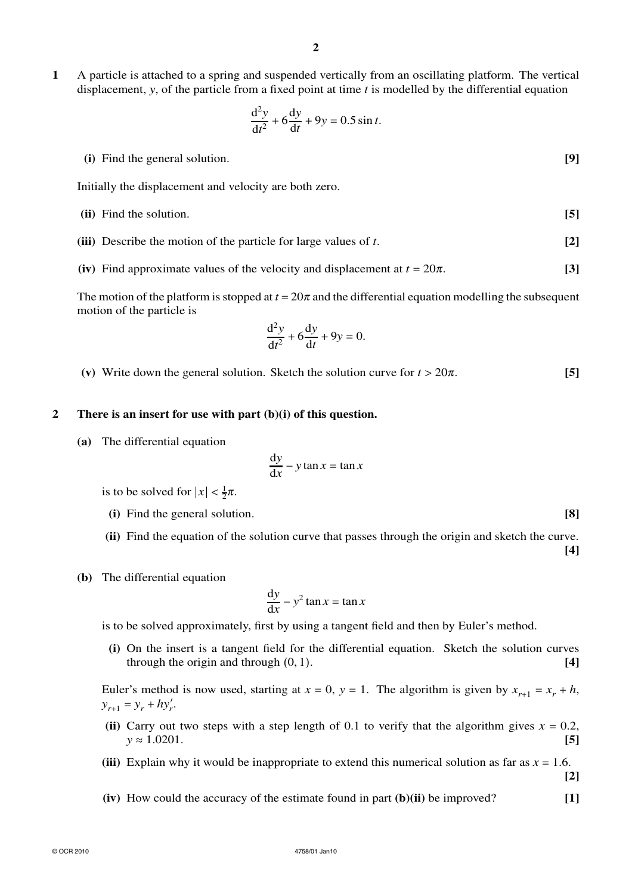**1** A particle is attached to a spring and suspended vertically from an oscillating platform. The vertical displacement, $y$, of the particle from a fixed point at time $t$ is modelled by the differential equation

$$\frac{\mathrm{d}^2y}{\mathrm{d}t^2} + 6\frac{\mathrm{d}y}{\mathrm{d}t} + 9y = 0.5\sin t.$$

**(i)** Find the general solution. **[9]**

Initially the displacement and velocity are both zero.

**(ii)** Find the solution. **[5]**

**(iii)** Describe the motion of the particle for large values of $t$. **[2]**

**(iv)** Find approximate values of the velocity and displacement at $t = 20\pi$. **[3]**

The motion of the platform is stopped at $t = 20\pi$ and the differential equation modelling the subsequent motion of the particle is

$$\frac{\mathrm{d}^2y}{\mathrm{d}t^2} + 6\frac{\mathrm{d}y}{\mathrm{d}t} + 9y = 0.$$

**(v)** Write down the general solution. Sketch the solution curve for $t > 20\pi$. **[5]**

**2** **There is an insert for use with part (b)(i) of this question.**

**(a)** The differential equation

$$\frac{\mathrm{d}y}{\mathrm{d}x} - y\tan x = \tan x$$

is to be solved for $|x| < \frac{1}{2}\pi$.

**(i)** Find the general solution. **[8]**

**(ii)** Find the equation of the solution curve that passes through the origin and sketch the curve. **[4]**

**(b)** The differential equation

$$\frac{\mathrm{d}y}{\mathrm{d}x} - y^2\tan x = \tan x$$

is to be solved approximately, first by using a tangent field and then by Euler's method.

**(i)** On the insert is a tangent field for the differential equation. Sketch the solution curves through the origin and through $(0, 1)$. **[4]**

Euler's method is now used, starting at $x = 0$, $y = 1$. The algorithm is given by $x_{r+1} = x_r + h$, $y_{r+1} = y_r + hy'_r$.

**(ii)** Carry out two steps with a step length of 0.1 to verify that the algorithm gives $x = 0.2$, $y \approx 1.0201$. **[5]**

**(iii)** Explain why it would be inappropriate to extend this numerical solution as far as $x = 1.6$. **[2]**

**(iv)** How could the accuracy of the estimate found in part **(b)(ii)** be improved? **[1]**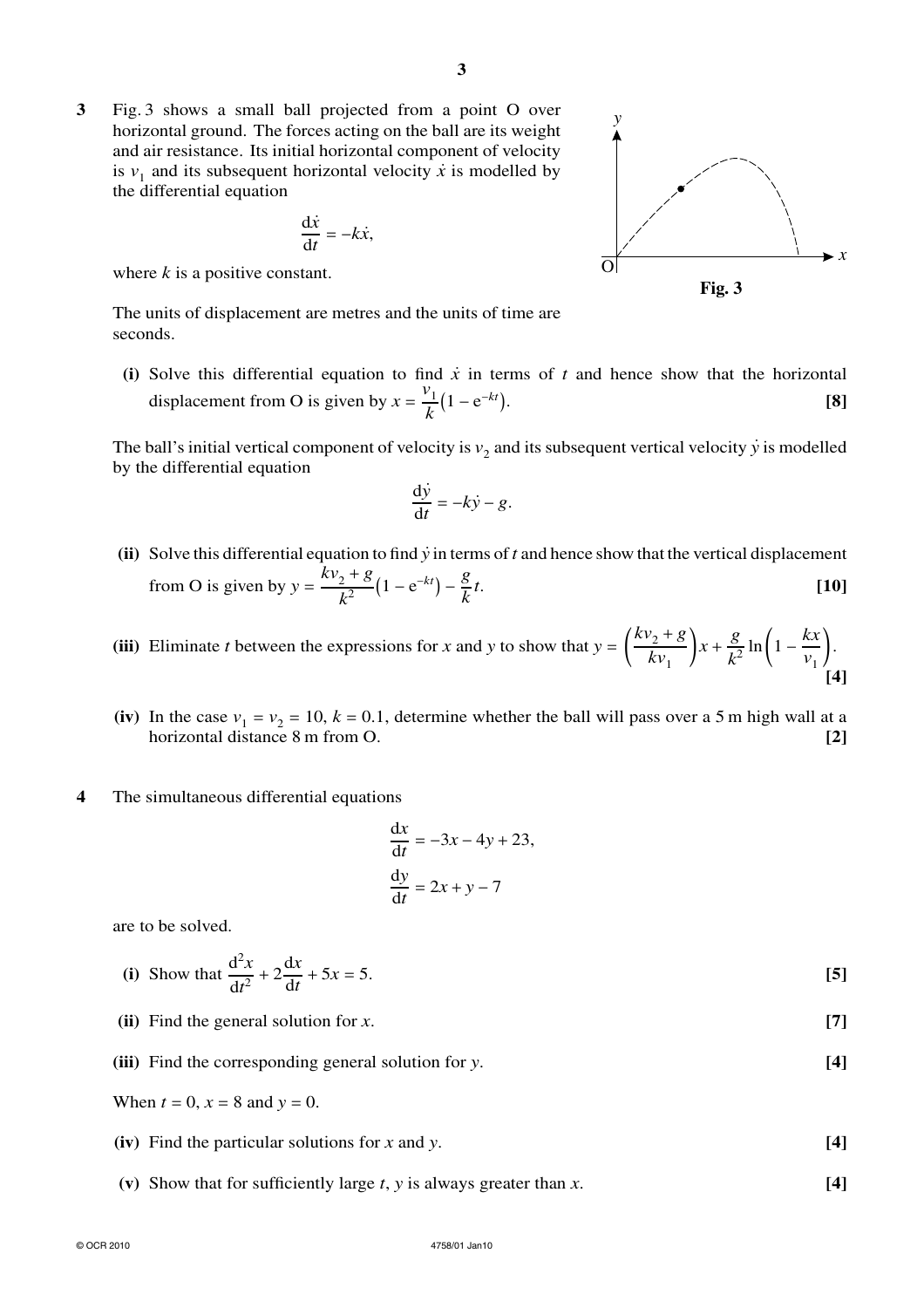**3** Fig. 3 shows a small ball projected from a point O over horizontal ground. The forces acting on the ball are its weight and air resistance. Its initial horizontal component of velocity is $v_1$ and its subsequent horizontal velocity $\dot{x}$ is modelled by the differential equation

$$\frac{\mathrm{d}\dot{x}}{\mathrm{d}t} = -k\dot{x},$$

where $k$ is a positive constant.

**Fig. 3**

The units of displacement are metres and the units of time are seconds.

**(i)** Solve this differential equation to find $\dot{x}$ in terms of $t$ and hence show that the horizontal displacement from O is given by $x = \frac{v_1}{k}\left(1 - \mathrm{e}^{-kt}\right)$. **[8]**

The ball's initial vertical component of velocity is $v_2$ and its subsequent vertical velocity $\dot{y}$ is modelled by the differential equation

$$\frac{\mathrm{d}\dot{y}}{\mathrm{d}t} = -k\dot{y} - g.$$

**(ii)** Solve this differential equation to find $\dot{y}$ in terms of $t$ and hence show that the vertical displacement from O is given by $y = \frac{kv_2 + g}{k^2}\left(1 - \mathrm{e}^{-kt}\right) - \frac{g}{k}t$. **[10]**

**(iii)** Eliminate $t$ between the expressions for $x$ and $y$ to show that $y = \left(\frac{kv_2 + g}{kv_1}\right)x + \frac{g}{k^2}\ln\left(1 - \frac{kx}{v_1}\right)$. **[4]**

**(iv)** In the case $v_1 = v_2 = 10$, $k = 0.1$, determine whether the ball will pass over a 5 m high wall at a horizontal distance 8 m from O. **[2]**

**4** The simultaneous differential equations

$$\frac{\mathrm{d}x}{\mathrm{d}t} = -3x - 4y + 23,$$

$$\frac{\mathrm{d}y}{\mathrm{d}t} = 2x + y - 7$$

are to be solved.

**(i)** Show that $\frac{\mathrm{d}^2x}{\mathrm{d}t^2} + 2\frac{\mathrm{d}x}{\mathrm{d}t} + 5x = 5$. **[5]**

**(ii)** Find the general solution for $x$. **[7]**

**(iii)** Find the corresponding general solution for $y$. **[4]**

When $t = 0$, $x = 8$ and $y = 0$.

**(iv)** Find the particular solutions for $x$ and $y$. **[4]**

**(v)** Show that for sufficiently large $t$, $y$ is always greater than $x$. **[4]**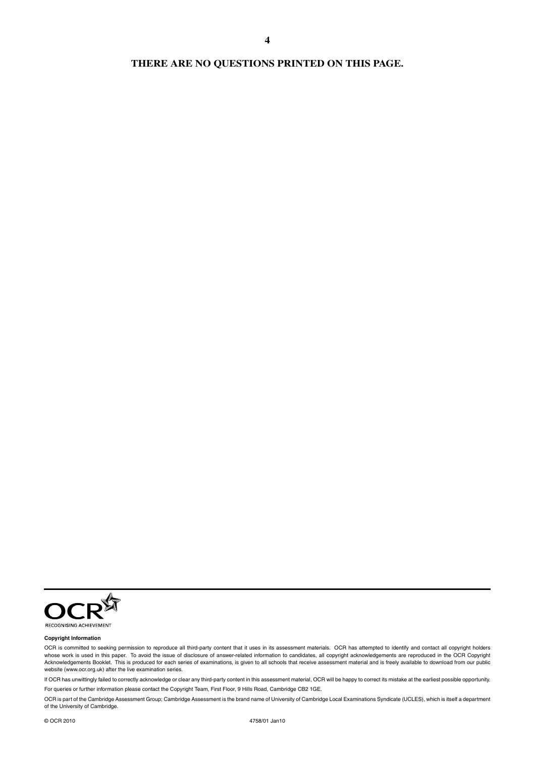**THERE ARE NO QUESTIONS PRINTED ON THIS PAGE.**

RECOGNISING ACHIEVEMENT

**Copyright Information**

OCR is committed to seeking permission to reproduce all third-party content that it uses in its assessment materials. OCR has attempted to identify and contact all copyright holders whose work is used in this paper. To avoid the issue of disclosure of answer-related information to candidates, all copyright acknowledgements are reproduced in the OCR Copyright Acknowledgements Booklet. This is produced for each series of examinations, is given to all schools that receive assessment material and is freely available to download from our public website (www.ocr.org.uk) after the live examination series.

If OCR has unwittingly failed to correctly acknowledge or clear any third-party content in this assessment material, OCR will be happy to correct its mistake at the earliest possible opportunity.

For queries or further information please contact the Copyright Team, First Floor, 9 Hills Road, Cambridge CB2 1GE.

OCR is part of the Cambridge Assessment Group; Cambridge Assessment is the brand name of University of Cambridge Local Examinations Syndicate (UCLES), which is itself a department of the University of Cambridge.

© OCR 2010 4758/01 Jan10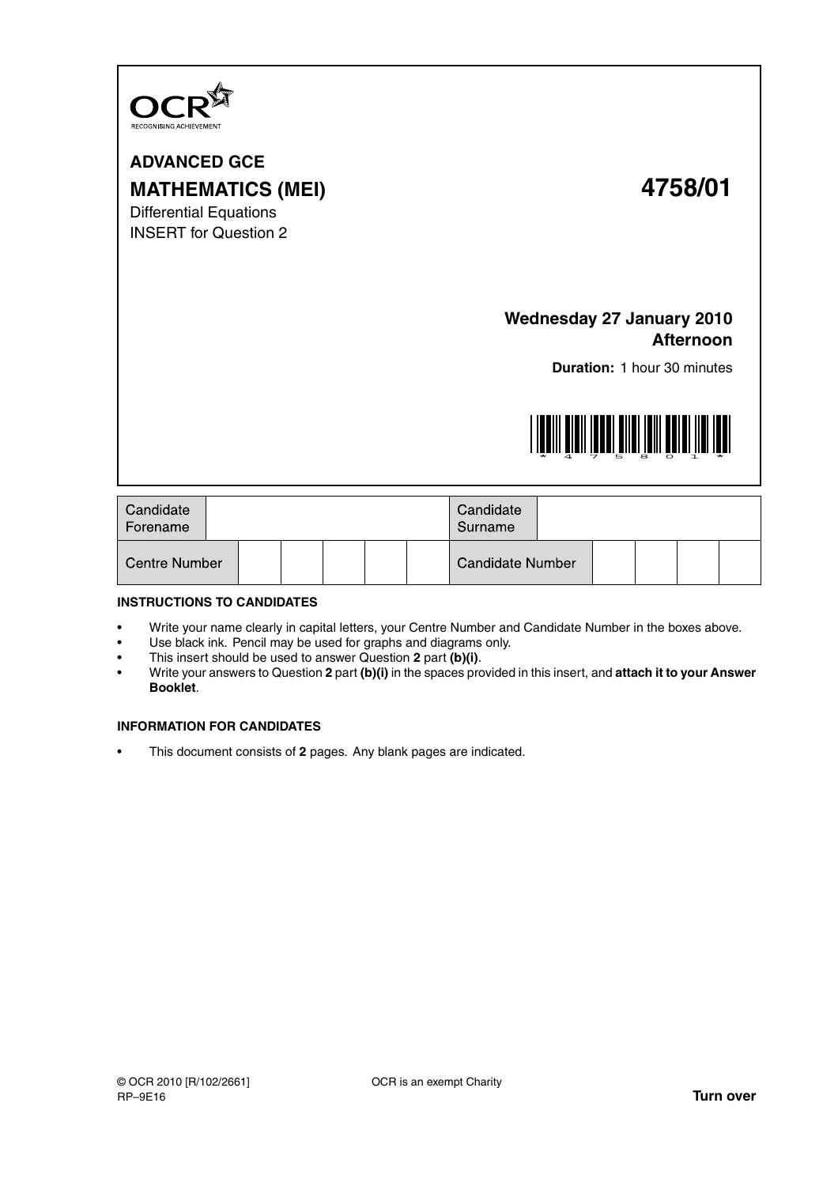**ADVANCED GCE**

**MATHEMATICS (MEI)** **4758/01**

Differential Equations

INSERT for Question 2

**Wednesday 27 January 2010**

**Afternoon**

**Duration:** 1 hour 30 minutes

| Candidate Forename | | Candidate Surname | |
|---|---|---|---|
| Centre Number | | Candidate Number | |

**INSTRUCTIONS TO CANDIDATES**

- Write your name clearly in capital letters, your Centre Number and Candidate Number in the boxes above.
- Use black ink. Pencil may be used for graphs and diagrams only.
- This insert should be used to answer Question **2** part **(b)(i)**.
- Write your answers to Question **2** part **(b)(i)** in the spaces provided in this insert, and **attach it to your Answer Booklet**.

**INFORMATION FOR CANDIDATES**

- This document consists of **2** pages. Any blank pages are indicated.

© OCR 2010 [R/102/2661]
RP–9E16

OCR is an exempt Charity

**Turn over**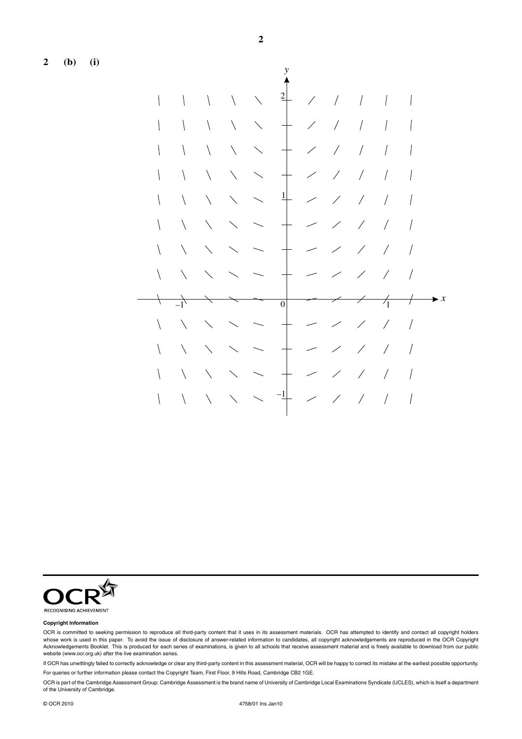**2 (b) (i)**

y

2

1

0

−1

x

−1

1

**Copyright Information**

OCR is committed to seeking permission to reproduce all third-party content that it uses in its assessment materials. OCR has attempted to identify and contact all copyright holders whose work is used in this paper. To avoid the issue of disclosure of answer-related information to candidates, all copyright acknowledgements are reproduced in the OCR Copyright Acknowledgements Booklet. This is produced for each series of examinations, is given to all schools that receive assessment material and is freely available to download from our public website (www.ocr.org.uk) after the live examination series.

If OCR has unwittingly failed to correctly acknowledge or clear any third-party content in this assessment material, OCR will be happy to correct its mistake at the earliest possible opportunity.

For queries or further information please contact the Copyright Team, First Floor, 9 Hills Road, Cambridge CB2 1GE.

OCR is part of the Cambridge Assessment Group; Cambridge Assessment is the brand name of University of Cambridge Local Examinations Syndicate (UCLES), which is itself a department of the University of Cambridge.

© OCR 2010 4758/01 Ins Jan10